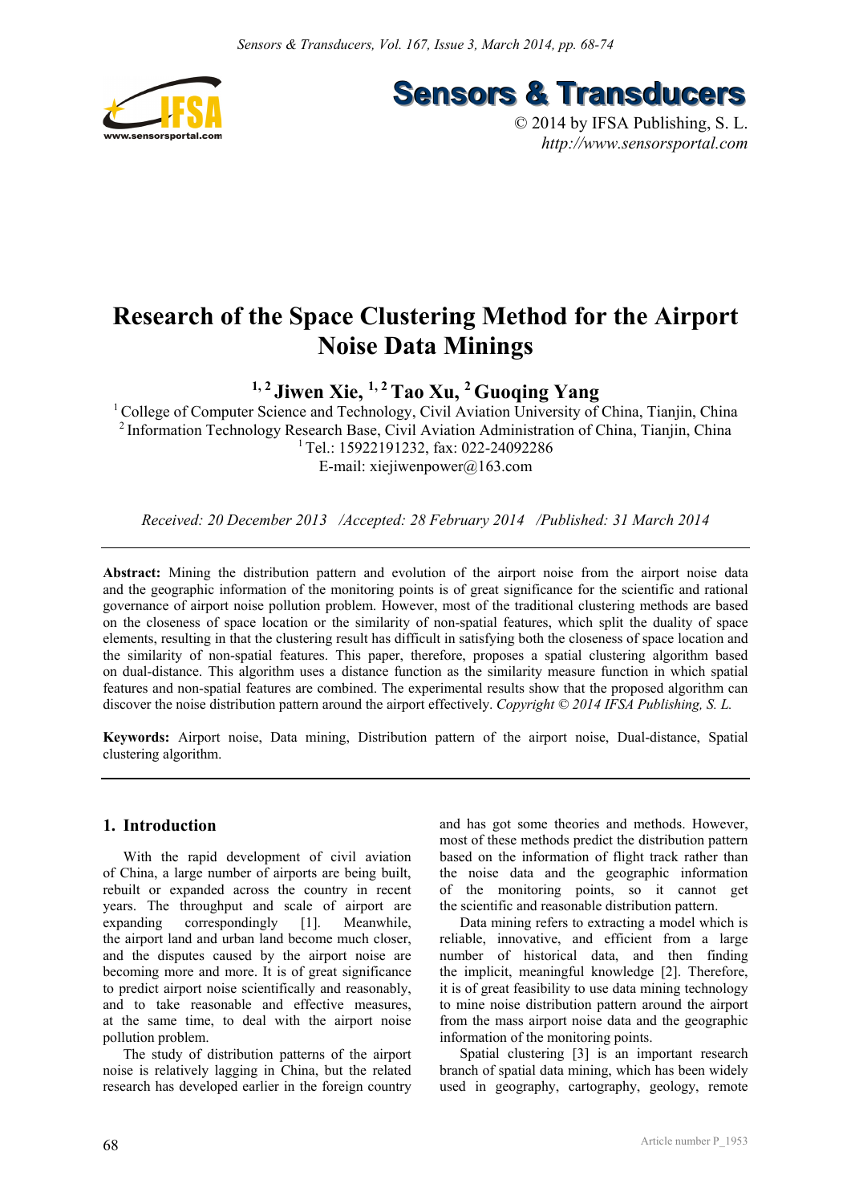# Research of the Space Clustering Method for the Airport Noise Data Minings

**[1,2] Jiwen Xie, [1,2] Tao Xu, [2] Guoqing Yang**

[1] College of Computer Science and Technology, Civil Aviation University of China, Tianjin, China
[2] Information Technology Research Base, Civil Aviation Administration of China, Tianjin, China
[1] Tel.: 15922191232, fax: 022-24092286
E-mail: xiejiwenpower@163.com

*Received: 20 December 2013 /Accepted: 28 February 2014 /Published: 31 March 2014*

---

**Abstract:** Mining the distribution pattern and evolution of the airport noise from the airport noise data and the geographic information of the monitoring points is of great significance for the scientific and rational governance of airport noise pollution problem. However, most of the traditional clustering methods are based on the closeness of space location or the similarity of non-spatial features, which split the duality of space elements, resulting in that the clustering result has difficult in satisfying both the closeness of space location and the similarity of non-spatial features. This paper, therefore, proposes a spatial clustering algorithm based on dual-distance. This algorithm uses a distance function as the similarity measure function in which spatial features and non-spatial features are combined. The experimental results show that the proposed algorithm can discover the noise distribution pattern around the airport effectively. *Copyright © 2014 IFSA Publishing, S. L.*

**Keywords:** Airport noise, Data mining, Distribution pattern of the airport noise, Dual-distance, Spatial clustering algorithm.

---

## 1. Introduction

With the rapid development of civil aviation of China, a large number of airports are being built, rebuilt or expanded across the country in recent years. The throughput and scale of airport are expanding correspondingly [1]. Meanwhile, the airport land and urban land become much closer, and the disputes caused by the airport noise are becoming more and more. It is of great significance to predict airport noise scientifically and reasonably, and to take reasonable and effective measures, at the same time, to deal with the airport noise pollution problem.

The study of distribution patterns of the airport noise is relatively lagging in China, but the related research has developed earlier in the foreign country and has got some theories and methods. However, most of these methods predict the distribution pattern based on the information of flight track rather than the noise data and the geographic information of the monitoring points, so it cannot get the scientific and reasonable distribution pattern.

Data mining refers to extracting a model which is reliable, innovative, and efficient from a large number of historical data, and then finding the implicit, meaningful knowledge [2]. Therefore, it is of great feasibility to use data mining technology to mine noise distribution pattern around the airport from the mass airport noise data and the geographic information of the monitoring points.

Spatial clustering [3] is an important research branch of spatial data mining, which has been widely used in geography, cartography, geology, remote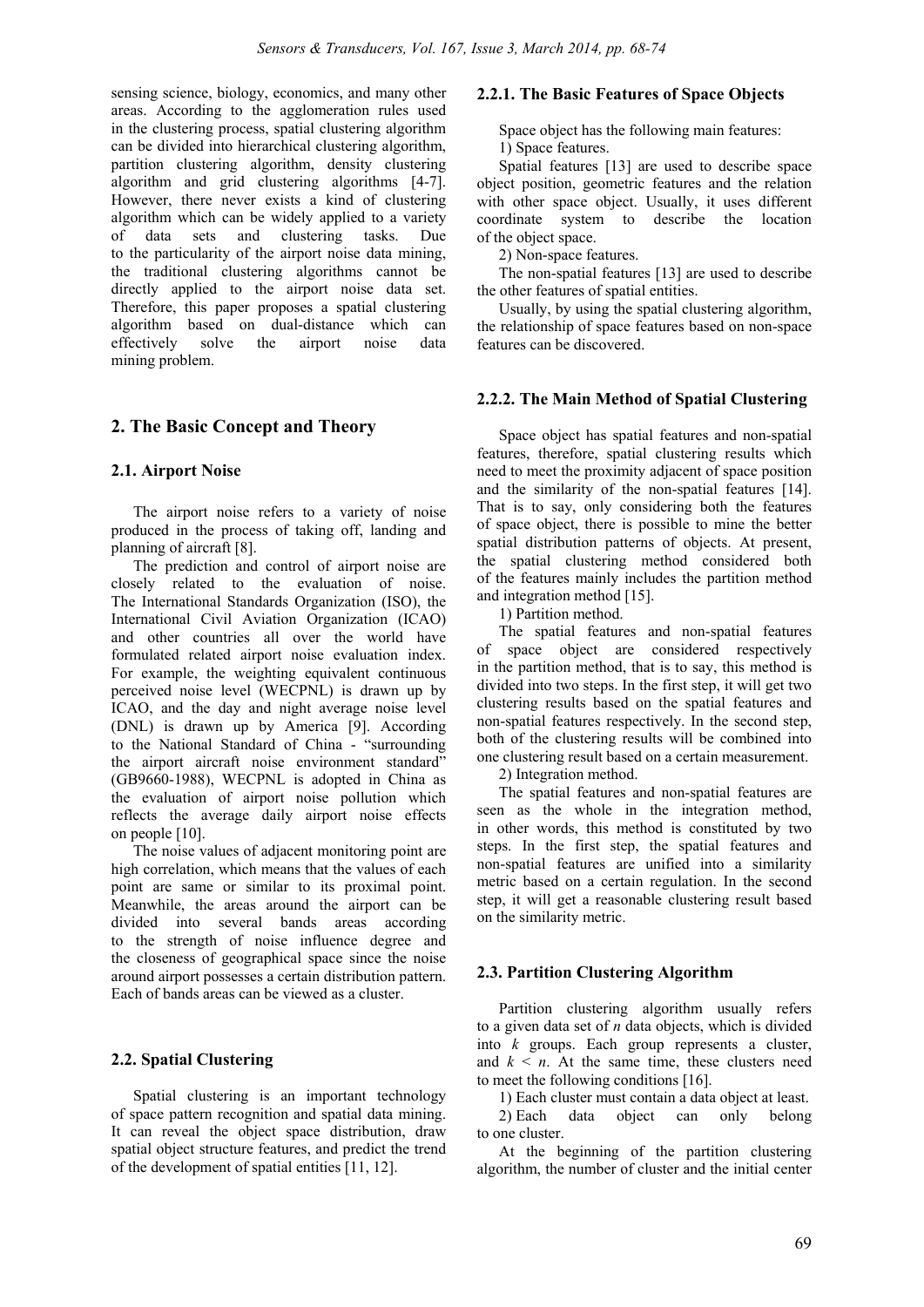sensing science, biology, economics, and many other areas. According to the agglomeration rules used in the clustering process, spatial clustering algorithm can be divided into hierarchical clustering algorithm, partition clustering algorithm, density clustering algorithm and grid clustering algorithms [4-7]. However, there never exists a kind of clustering algorithm which can be widely applied to a variety of data sets and clustering tasks. Due to the particularity of the airport noise data mining, the traditional clustering algorithms cannot be directly applied to the airport noise data set. Therefore, this paper proposes a spatial clustering algorithm based on dual-distance which can effectively solve the airport noise data mining problem.

## 2. The Basic Concept and Theory

### 2.1. Airport Noise

The airport noise refers to a variety of noise produced in the process of taking off, landing and planning of aircraft [8].

The prediction and control of airport noise are closely related to the evaluation of noise. The International Standards Organization (ISO), the International Civil Aviation Organization (ICAO) and other countries all over the world have formulated related airport noise evaluation index. For example, the weighting equivalent continuous perceived noise level (WECPNL) is drawn up by ICAO, and the day and night average noise level (DNL) is drawn up by America [9]. According to the National Standard of China - "surrounding the airport aircraft noise environment standard" (GB9660-1988), WECPNL is adopted in China as the evaluation of airport noise pollution which reflects the average daily airport noise effects on people [10].

The noise values of adjacent monitoring point are high correlation, which means that the values of each point are same or similar to its proximal point. Meanwhile, the areas around the airport can be divided into several bands areas according to the strength of noise influence degree and the closeness of geographical space since the noise around airport possesses a certain distribution pattern. Each of bands areas can be viewed as a cluster.

### 2.2. Spatial Clustering

Spatial clustering is an important technology of space pattern recognition and spatial data mining. It can reveal the object space distribution, draw spatial object structure features, and predict the trend of the development of spatial entities [11, 12].

#### 2.2.1. The Basic Features of Space Objects

Space object has the following main features:

1) Space features.

Spatial features [13] are used to describe space object position, geometric features and the relation with other space object. Usually, it uses different coordinate system to describe the location of the object space.

2) Non-space features.

The non-spatial features [13] are used to describe the other features of spatial entities.

Usually, by using the spatial clustering algorithm, the relationship of space features based on non-space features can be discovered.

#### 2.2.2. The Main Method of Spatial Clustering

Space object has spatial features and non-spatial features, therefore, spatial clustering results which need to meet the proximity adjacent of space position and the similarity of the non-spatial features [14]. That is to say, only considering both the features of space object, there is possible to mine the better spatial distribution patterns of objects. At present, the spatial clustering method considered both of the features mainly includes the partition method and integration method [15].

1) Partition method.

The spatial features and non-spatial features of space object are considered respectively in the partition method, that is to say, this method is divided into two steps. In the first step, it will get two clustering results based on the spatial features and non-spatial features respectively. In the second step, both of the clustering results will be combined into one clustering result based on a certain measurement.

2) Integration method.

The spatial features and non-spatial features are seen as the whole in the integration method, in other words, this method is constituted by two steps. In the first step, the spatial features and non-spatial features are unified into a similarity metric based on a certain regulation. In the second step, it will get a reasonable clustering result based on the similarity metric.

### 2.3. Partition Clustering Algorithm

Partition clustering algorithm usually refers to a given data set of $n$ data objects, which is divided into $k$ groups. Each group represents a cluster, and $k < n$. At the same time, these clusters need to meet the following conditions [16].

1) Each cluster must contain a data object at least.

2) Each data object can only belong to one cluster.

At the beginning of the partition clustering algorithm, the number of cluster and the initial center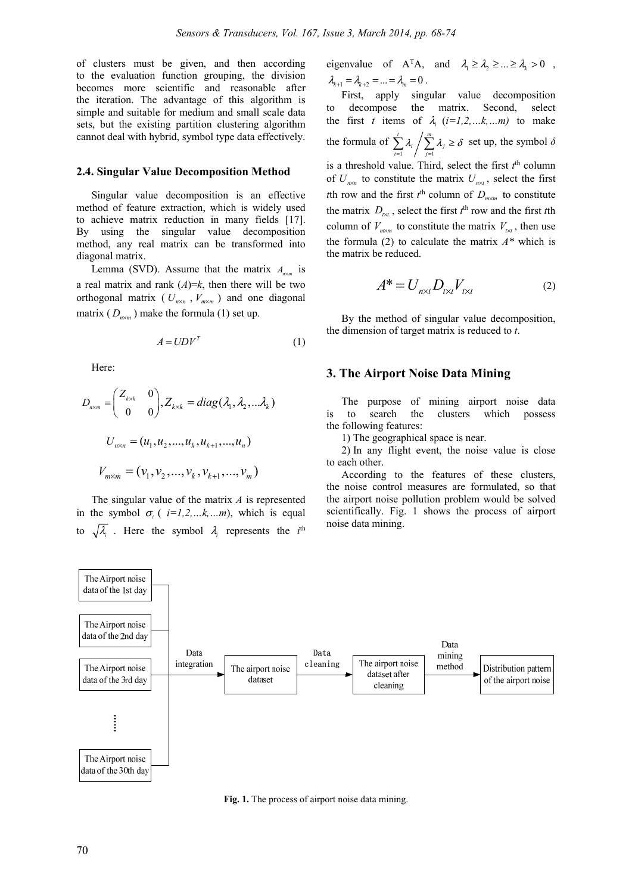of clusters must be given, and then according to the evaluation function grouping, the division becomes more scientific and reasonable after the iteration. The advantage of this algorithm is simple and suitable for medium and small scale data sets, but the existing partition clustering algorithm cannot deal with hybrid, symbol type data effectively.

### 2.4. Singular Value Decomposition Method

Singular value decomposition is an effective method of feature extraction, which is widely used to achieve matrix reduction in many fields [17]. By using the singular value decomposition method, any real matrix can be transformed into diagonal matrix.

Lemma (SVD). Assume that the matrix $A_{n\times m}$ is a real matrix and rank $(A)=k$, then there will be two orthogonal matrix ( $U_{n\times n}$ , $V_{m\times m}$ ) and one diagonal matrix ( $D_{n\times m}$ ) make the formula (1) set up.

$$A = UDV^T \tag{1}$$

Here:

$$D_{n\times m} = \begin{pmatrix} Z_{k\times k} & 0 \\ 0 & 0 \end{pmatrix}, Z_{k\times k} = diag(\lambda_1, \lambda_2, ...\lambda_k)$$

$$U_{n\times n} = (u_1, u_2, ..., u_k, u_{k+1}, ..., u_n)$$

$$V_{m\times m} = (v_1, v_2, ..., v_k, v_{k+1}, ..., v_m)$$

The singular value of the matrix $A$ is represented in the symbol $\sigma_i$ ( $i=1,2,...k,...m$), which is equal to $\sqrt{\lambda_i}$ . Here the symbol $\lambda_i$ represents the $i$th eigenvalue of $A^TA$, and $\lambda_1 \geq \lambda_2 \geq ... \geq \lambda_k > 0$ , $\lambda_{k+1} = \lambda_{k+2} = ... = \lambda_m = 0$ .

First, apply singular value decomposition to decompose the matrix. Second, select the first $t$ items of $\lambda_i$ ($i=1,2,...k,...m$) to make the formula of $\sum_{i=1}^{t} \lambda_i \Big/ \sum_{j=1}^{m} \lambda_j \geq \delta$ set up, the symbol $\delta$ is a threshold value. Third, select the first $t$th column of $U_{n\times n}$ to constitute the matrix $U_{n\times t}$, select the first $t$th row and the first $t$th column of $D_{m\times m}$ to constitute the matrix $D_{t\times t}$, select the first $t$th row and the first $t$th column of $V_{m\times m}$ to constitute the matrix $V_{t\times t}$, then use the formula (2) to calculate the matrix $A^*$ which is the matrix be reduced.

$$A^* = U_{n\times t} D_{t\times t} V_{t\times t} \tag{2}$$

By the method of singular value decomposition, the dimension of target matrix is reduced to $t$.

## 3. The Airport Noise Data Mining

The purpose of mining airport noise data is to search the clusters which possess the following features:

1) The geographical space is near.

2) In any flight event, the noise value is close to each other.

According to the features of these clusters, the noise control measures are formulated, so that the airport noise pollution problem would be solved scientifically. Fig. 1 shows the process of airport noise data mining.

The Airport noise data of the 1st day
The Airport noise data of the 2nd day
The Airport noise data of the 3rd day
......
The Airport noise data of the 30th day
Data integration
The airport noise dataset
Data cleaning
The airport noise dataset after cleaning
Data mining method
Distribution pattern of the airport noise

**Fig. 1.** The process of airport noise data mining.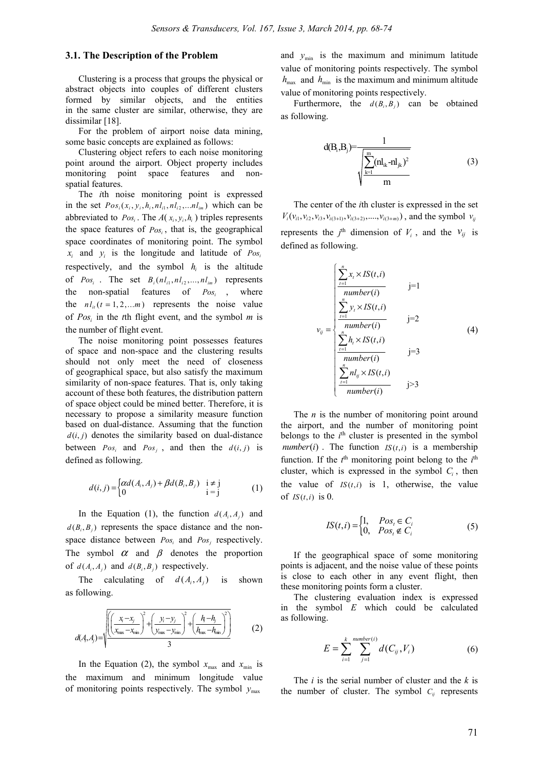### 3.1. The Description of the Problem

Clustering is a process that groups the physical or abstract objects into couples of different clusters formed by similar objects, and the entities in the same cluster are similar, otherwise, they are dissimilar [18].

For the problem of airport noise data mining, some basic concepts are explained as follows:

Clustering object refers to each noise monitoring point around the airport. Object property includes monitoring point space features and non-spatial features.

The *i*th noise monitoring point is expressed in the set $Pos_i(x_i, y_i, h_i, nl_{i1}, nl_{i2}, ...nl_{im})$ which can be abbreviated to $Pos_i$. The $A(x_i, y_i, h_i)$ triples represents the space features of $Pos_i$, that is, the geographical space coordinates of monitoring point. The symbol $x_i$ and $y_i$ is the longitude and latitude of $Pos_i$ respectively, and the symbol $h_i$ is the altitude of $Pos_i$. The set $B_i(nl_{i1}, nl_{i2}, ..., nl_{im})$ represents the non-spatial features of $Pos_i$, where the $nl_{it}(t = 1, 2, ...m)$ represents the noise value of $Pos_i$ in the *t*th flight event, and the symbol *m* is the number of flight event.

The noise monitoring point possesses features of space and non-space and the clustering results should not only meet the need of closeness of geographical space, but also satisfy the maximum similarity of non-space features. That is, only taking account of these both features, the distribution pattern of space object could be mined better. Therefore, it is necessary to propose a similarity measure function based on dual-distance. Assuming that the function $d(i, j)$ denotes the similarity based on dual-distance between $Pos_i$ and $Pos_j$, and then the $d(i, j)$ is defined as following.

$$d(i,j) = \begin{cases} \alpha d(A_i, A_j) + \beta d(B_i, B_j) & \text{i} \neq \text{j} \\ 0 & \text{i} = \text{j} \end{cases} \tag{1}$$

In the Equation (1), the function $d(A_i, A_j)$ and $d(B_i, B_j)$ represents the space distance and the non-space distance between $Pos_i$ and $Pos_j$ respectively. The symbol $\alpha$ and $\beta$ denotes the proportion of $d(A_i, A_j)$ and $d(B_i, B_j)$ respectively.

The calculating of $d(A_i, A_j)$ is shown as following.

$$d(A_i,A_j)=\sqrt{\frac{\left(\left(\frac{x_i-x_j}{x_{max}-x_{min}}\right)^2+\left(\frac{y_i-y_j}{y_{max}-y_{min}}\right)^2+\left(\frac{h_i-h_j}{h_{max}-h_{min}}\right)^2\right)}{3}} \tag{2}$$

In the Equation (2), the symbol $x_{max}$ and $x_{min}$ is the maximum and minimum longitude value of monitoring points respectively. The symbol $y_{max}$ and $y_{min}$ is the maximum and minimum latitude value of monitoring points respectively. The symbol $h_{max}$ and $h_{min}$ is the maximum and minimum altitude value of monitoring points respectively.

Furthermore, the $d(B_i, B_j)$ can be obtained as following.

$$d(B_i,B_j)=\frac{1}{\sqrt{\frac{\sum_{k=1}^{m}(nl_{ik}-nl_{jk})^2}{m}}} \tag{3}$$

The center of the *i*th cluster is expressed in the set $V_i(v_{i1}, v_{i2}, v_{i3}, v_{i(3+1)}, v_{i(3+2)}, ...., v_{i(3+m)})$, and the symbol $v_{ij}$ represents the *j*th dimension of $V_i$, and the $v_{ij}$ is defined as following.

$$v_{ij} = \begin{cases} \dfrac{\sum_{t=1}^{n} x_t \times IS(t,i)}{number(i)} & \text{j=1} \\ \dfrac{\sum_{t=1}^{n} y_t \times IS(t,i)}{number(i)} & \text{j=2} \\ \dfrac{\sum_{t=1}^{n} h_t \times IS(t,i)}{number(i)} & \text{j=3} \\ \dfrac{\sum_{t=1}^{n} nl_{tj} \times IS(t,i)}{number(i)} & \text{j>3} \end{cases} \tag{4}$$

The *n* is the number of monitoring point around the airport, and the number of monitoring point belongs to the *i*th cluster is presented in the symbol $number(i)$. The function $IS(t,i)$ is a membership function. If the *t*th monitoring point belong to the *i*th cluster, which is expressed in the symbol $C_i$, then the value of $IS(t,i)$ is 1, otherwise, the value of $IS(t,i)$ is 0.

$$IS(t,i) = \begin{cases} 1, & Pos_t \in C_i \\ 0, & Pos_t \notin C_i \end{cases} \tag{5}$$

If the geographical space of some monitoring points is adjacent, and the noise value of these points is close to each other in any event flight, then these monitoring points form a cluster.

The clustering evaluation index is expressed in the symbol *E* which could be calculated as following.

$$E = \sum_{i=1}^{k} \sum_{j=1}^{number(i)} d(C_{ij}, V_i) \tag{6}$$

The *i* is the serial number of cluster and the *k* is the number of cluster. The symbol $C_{ij}$ represents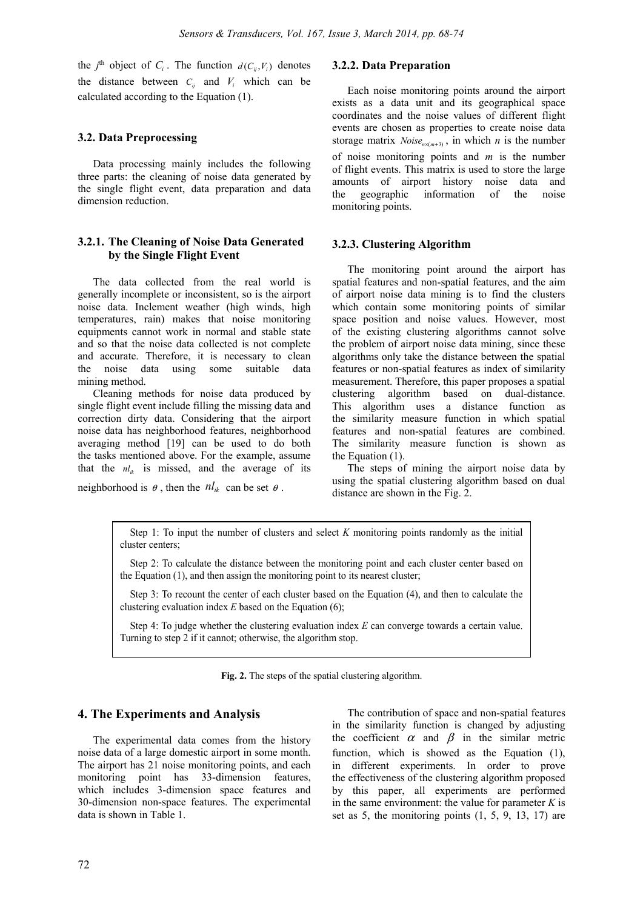the $j^{th}$ object of $C_i$. The function $d(C_{ij}, V_i)$ denotes the distance between $C_{ij}$ and $V_i$ which can be calculated according to the Equation (1).

### 3.2. Data Preprocessing

Data processing mainly includes the following three parts: the cleaning of noise data generated by the single flight event, data preparation and data dimension reduction.

#### 3.2.1. The Cleaning of Noise Data Generated by the Single Flight Event

The data collected from the real world is generally incomplete or inconsistent, so is the airport noise data. Inclement weather (high winds, high temperatures, rain) makes that noise monitoring equipments cannot work in normal and stable state and so that the noise data collected is not complete and accurate. Therefore, it is necessary to clean the noise data using some suitable data mining method.

Cleaning methods for noise data produced by single flight event include filling the missing data and correction dirty data. Considering that the airport noise data has neighborhood features, neighborhood averaging method [19] can be used to do both the tasks mentioned above. For the example, assume that the $nl_{ik}$ is missed, and the average of its neighborhood is $\theta$, then the $nl_{ik}$ can be set $\theta$.

#### 3.2.2. Data Preparation

Each noise monitoring points around the airport exists as a data unit and its geographical space coordinates and the noise values of different flight events are chosen as properties to create noise data storage matrix $Noise_{n \times (m+3)}$, in which $n$ is the number of noise monitoring points and $m$ is the number of flight events. This matrix is used to store the large amounts of airport history noise data and the geographic information of the noise monitoring points.

#### 3.2.3. Clustering Algorithm

The monitoring point around the airport has spatial features and non-spatial features, and the aim of airport noise data mining is to find the clusters which contain some monitoring points of similar space position and noise values. However, most of the existing clustering algorithms cannot solve the problem of airport noise data mining, since these algorithms only take the distance between the spatial features or non-spatial features as index of similarity measurement. Therefore, this paper proposes a spatial clustering algorithm based on dual-distance. This algorithm uses a distance function as the similarity measure function in which spatial features and non-spatial features are combined. The similarity measure function is shown as the Equation (1).

The steps of mining the airport noise data by using the spatial clustering algorithm based on dual distance are shown in the Fig. 2.

> Step 1: To input the number of clusters and select *K* monitoring points randomly as the initial cluster centers;
>
> Step 2: To calculate the distance between the monitoring point and each cluster center based on the Equation (1), and then assign the monitoring point to its nearest cluster;
>
> Step 3: To recount the center of each cluster based on the Equation (4), and then to calculate the clustering evaluation index *E* based on the Equation (6);
>
> Step 4: To judge whether the clustering evaluation index *E* can converge towards a certain value. Turning to step 2 if it cannot; otherwise, the algorithm stop.

**Fig. 2.** The steps of the spatial clustering algorithm.

## 4. The Experiments and Analysis

The experimental data comes from the history noise data of a large domestic airport in some month. The airport has 21 noise monitoring points, and each monitoring point has 33-dimension features, which includes 3-dimension space features and 30-dimension non-space features. The experimental data is shown in Table 1.

The contribution of space and non-spatial features in the similarity function is changed by adjusting the coefficient $\alpha$ and $\beta$ in the similar metric function, which is showed as the Equation (1), in different experiments. In order to prove the effectiveness of the clustering algorithm proposed by this paper, all experiments are performed in the same environment: the value for parameter $K$ is set as 5, the monitoring points (1, 5, 9, 13, 17) are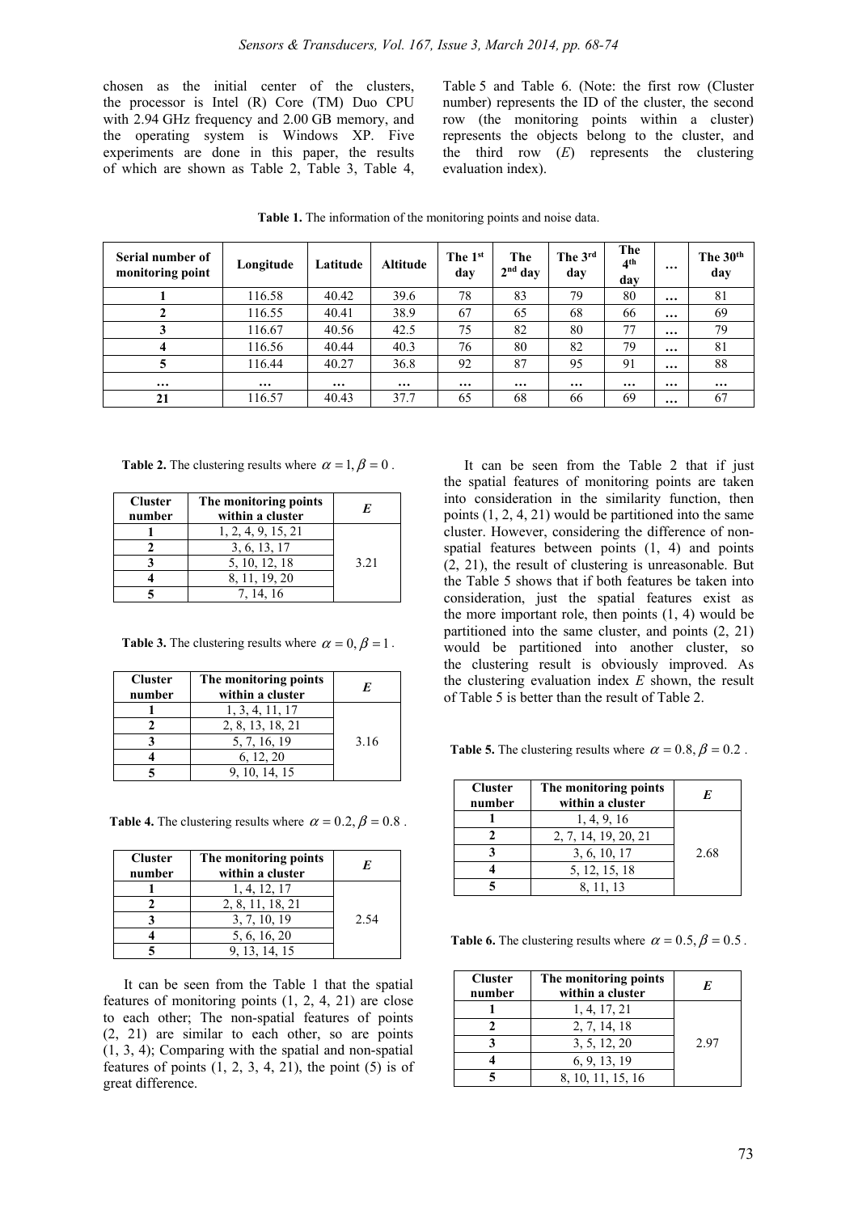chosen as the initial center of the clusters, the processor is Intel (R) Core (TM) Duo CPU with 2.94 GHz frequency and 2.00 GB memory, and the operating system is Windows XP. Five experiments are done in this paper, the results of which are shown as Table 2, Table 3, Table 4, Table 5 and Table 6. (Note: the first row (Cluster number) represents the ID of the cluster, the second row (the monitoring points within a cluster) represents the objects belong to the cluster, and the third row (*E*) represents the clustering evaluation index).

**Table 1.** The information of the monitoring points and noise data.

| Serial number of monitoring point | Longitude | Latitude | Altitude | The 1st day | The 2nd day | The 3rd day | The 4th day | … | The 30th day |
|---|---|---|---|---|---|---|---|---|---|
| 1 | 116.58 | 40.42 | 39.6 | 78 | 83 | 79 | 80 | … | 81 |
| 2 | 116.55 | 40.41 | 38.9 | 67 | 65 | 68 | 66 | … | 69 |
| 3 | 116.67 | 40.56 | 42.5 | 75 | 82 | 80 | 77 | … | 79 |
| 4 | 116.56 | 40.44 | 40.3 | 76 | 80 | 82 | 79 | … | 81 |
| 5 | 116.44 | 40.27 | 36.8 | 92 | 87 | 95 | 91 | … | 88 |
| … | … | … | … | … | … | … | … | … | … |
| 21 | 116.57 | 40.43 | 37.7 | 65 | 68 | 66 | 69 | … | 67 |

**Table 2.** The clustering results where $\alpha = 1, \beta = 0$ .

| Cluster number | The monitoring points within a cluster | *E* |
|---|---|---|
| 1 | 1, 2, 4, 9, 15, 21 | 3.21 |
| 2 | 3, 6, 13, 17 | |
| 3 | 5, 10, 12, 18 | |
| 4 | 8, 11, 19, 20 | |
| 5 | 7, 14, 16 | |

**Table 3.** The clustering results where $\alpha = 0, \beta = 1$ .

| Cluster number | The monitoring points within a cluster | *E* |
|---|---|---|
| 1 | 1, 3, 4, 11, 17 | 3.16 |
| 2 | 2, 8, 13, 18, 21 | |
| 3 | 5, 7, 16, 19 | |
| 4 | 6, 12, 20 | |
| 5 | 9, 10, 14, 15 | |

**Table 4.** The clustering results where $\alpha = 0.2, \beta = 0.8$ .

| Cluster number | The monitoring points within a cluster | *E* |
|---|---|---|
| 1 | 1, 4, 12, 17 | 2.54 |
| 2 | 2, 8, 11, 18, 21 | |
| 3 | 3, 7, 10, 19 | |
| 4 | 5, 6, 16, 20 | |
| 5 | 9, 13, 14, 15 | |

It can be seen from the Table 1 that the spatial features of monitoring points (1, 2, 4, 21) are close to each other; The non-spatial features of points (2, 21) are similar to each other, so are points (1, 3, 4); Comparing with the spatial and non-spatial features of points (1, 2, 3, 4, 21), the point (5) is of great difference.

It can be seen from the Table 2 that if just the spatial features of monitoring points are taken into consideration in the similarity function, then points (1, 2, 4, 21) would be partitioned into the same cluster. However, considering the difference of non-spatial features between points (1, 4) and points (2, 21), the result of clustering is unreasonable. But the Table 5 shows that if both features be taken into consideration, just the spatial features exist as the more important role, then points (1, 4) would be partitioned into the same cluster, and points (2, 21) would be partitioned into another cluster, so the clustering result is obviously improved. As the clustering evaluation index *E* shown, the result of Table 5 is better than the result of Table 2.

**Table 5.** The clustering results where $\alpha = 0.8, \beta = 0.2$ .

| Cluster number | The monitoring points within a cluster | *E* |
|---|---|---|
| 1 | 1, 4, 9, 16 | 2.68 |
| 2 | 2, 7, 14, 19, 20, 21 | |
| 3 | 3, 6, 10, 17 | |
| 4 | 5, 12, 15, 18 | |
| 5 | 8, 11, 13 | |

**Table 6.** The clustering results where $\alpha = 0.5, \beta = 0.5$ .

| Cluster number | The monitoring points within a cluster | *E* |
|---|---|---|
| 1 | 1, 4, 17, 21 | 2.97 |
| 2 | 2, 7, 14, 18 | |
| 3 | 3, 5, 12, 20 | |
| 4 | 6, 9, 13, 19 | |
| 5 | 8, 10, 11, 15, 16 | |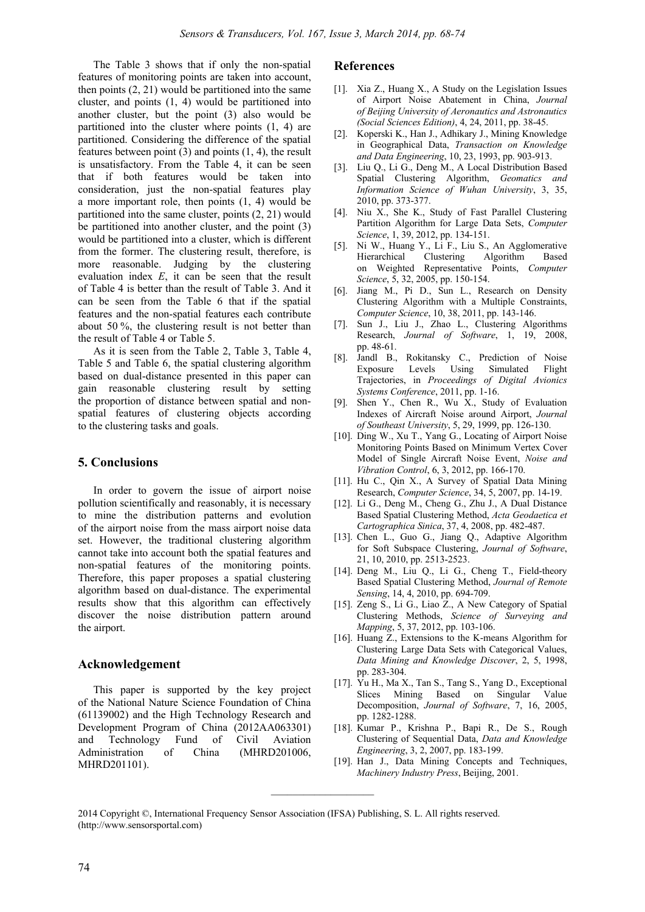The Table 3 shows that if only the non-spatial features of monitoring points are taken into account, then points (2, 21) would be partitioned into the same cluster, and points (1, 4) would be partitioned into another cluster, but the point (3) also would be partitioned into the cluster where points (1, 4) are partitioned. Considering the difference of the spatial features between point (3) and points (1, 4), the result is unsatisfactory. From the Table 4, it can be seen that if both features would be taken into consideration, just the non-spatial features play a more important role, then points (1, 4) would be partitioned into the same cluster, points (2, 21) would be partitioned into another cluster, and the point (3) would be partitioned into a cluster, which is different from the former. The clustering result, therefore, is more reasonable. Judging by the clustering evaluation index $E$, it can be seen that the result of Table 4 is better than the result of Table 3. And it can be seen from the Table 6 that if the spatial features and the non-spatial features each contribute about 50 %, the clustering result is not better than the result of Table 4 or Table 5.

As it is seen from the Table 2, Table 3, Table 4, Table 5 and Table 6, the spatial clustering algorithm based on dual-distance presented in this paper can gain reasonable clustering result by setting the proportion of distance between spatial and non-spatial features of clustering objects according to the clustering tasks and goals.

## 5. Conclusions

In order to govern the issue of airport noise pollution scientifically and reasonably, it is necessary to mine the distribution patterns and evolution of the airport noise from the mass airport noise data set. However, the traditional clustering algorithm cannot take into account both the spatial features and non-spatial features of the monitoring points. Therefore, this paper proposes a spatial clustering algorithm based on dual-distance. The experimental results show that this algorithm can effectively discover the noise distribution pattern around the airport.

## Acknowledgement

This paper is supported by the key project of the National Nature Science Foundation of China (61139002) and the High Technology Research and Development Program of China (2012AA063301) and Technology Fund of Civil Aviation Administration of China (MHRD201006, MHRD201101).

## References

[1]. Xia Z., Huang X., A Study on the Legislation Issues of Airport Noise Abatement in China, *Journal of Beijing University of Aeronautics and Astronautics (Social Sciences Edition)*, 4, 24, 2011, pp. 38-45.

[2]. Koperski K., Han J., Adhikary J., Mining Knowledge in Geographical Data, *Transaction on Knowledge and Data Engineering*, 10, 23, 1993, pp. 903-913.

[3]. Liu Q., Li G., Deng M., A Local Distribution Based Spatial Clustering Algorithm, *Geomatics and Information Science of Wuhan University*, 3, 35, 2010, pp. 373-377.

[4]. Niu X., She K., Study of Fast Parallel Clustering Partition Algorithm for Large Data Sets, *Computer Science*, 1, 39, 2012, pp. 134-151.

[5]. Ni W., Huang Y., Li F., Liu S., An Agglomerative Hierarchical Clustering Algorithm Based on Weighted Representative Points, *Computer Science*, 5, 32, 2005, pp. 150-154.

[6]. Jiang M., Pi D., Sun L., Research on Density Clustering Algorithm with a Multiple Constraints, *Computer Science*, 10, 38, 2011, pp. 143-146.

[7]. Sun J., Liu J., Zhao L., Clustering Algorithms Research, *Journal of Software*, 1, 19, 2008, pp. 48-61.

[8]. Jandl B., Rokitansky C., Prediction of Noise Exposure Levels Using Simulated Flight Trajectories, in *Proceedings of Digital Avionics Systems Conference*, 2011, pp. 1-16.

[9]. Shen Y., Chen R., Wu X., Study of Evaluation Indexes of Aircraft Noise around Airport, *Journal of Southeast University*, 5, 29, 1999, pp. 126-130.

[10]. Ding W., Xu T., Yang G., Locating of Airport Noise Monitoring Points Based on Minimum Vertex Cover Model of Single Aircraft Noise Event, *Noise and Vibration Control*, 6, 3, 2012, pp. 166-170.

[11]. Hu C., Qin X., A Survey of Spatial Data Mining Research, *Computer Science*, 34, 5, 2007, pp. 14-19.

[12]. Li G., Deng M., Cheng G., Zhu J., A Dual Distance Based Spatial Clustering Method, *Acta Geodaetica et Cartographica Sinica*, 37, 4, 2008, pp. 482-487.

[13]. Chen L., Guo G., Jiang Q., Adaptive Algorithm for Soft Subspace Clustering, *Journal of Software*, 21, 10, 2010, pp. 2513-2523.

[14]. Deng M., Liu Q., Li G., Cheng T., Field-theory Based Spatial Clustering Method, *Journal of Remote Sensing*, 14, 4, 2010, pp. 694-709.

[15]. Zeng S., Li G., Liao Z., A New Category of Spatial Clustering Methods, *Science of Surveying and Mapping*, 5, 37, 2012, pp. 103-106.

[16]. Huang Z., Extensions to the K-means Algorithm for Clustering Large Data Sets with Categorical Values, *Data Mining and Knowledge Discover*, 2, 5, 1998, pp. 283-304.

[17]. Yu H., Ma X., Tan S., Tang S., Yang D., Exceptional Slices Mining Based on Singular Value Decomposition, *Journal of Software*, 7, 16, 2005, pp. 1282-1288.

[18]. Kumar P., Krishna P., Bapi R., De S., Rough Clustering of Sequential Data, *Data and Knowledge Engineering*, 3, 2, 2007, pp. 183-199.

[19]. Han J., Data Mining Concepts and Techniques, *Machinery Industry Press*, Beijing, 2001.

---

2014 Copyright ©, International Frequency Sensor Association (IFSA) Publishing, S. L. All rights reserved. (http://www.sensorsportal.com)